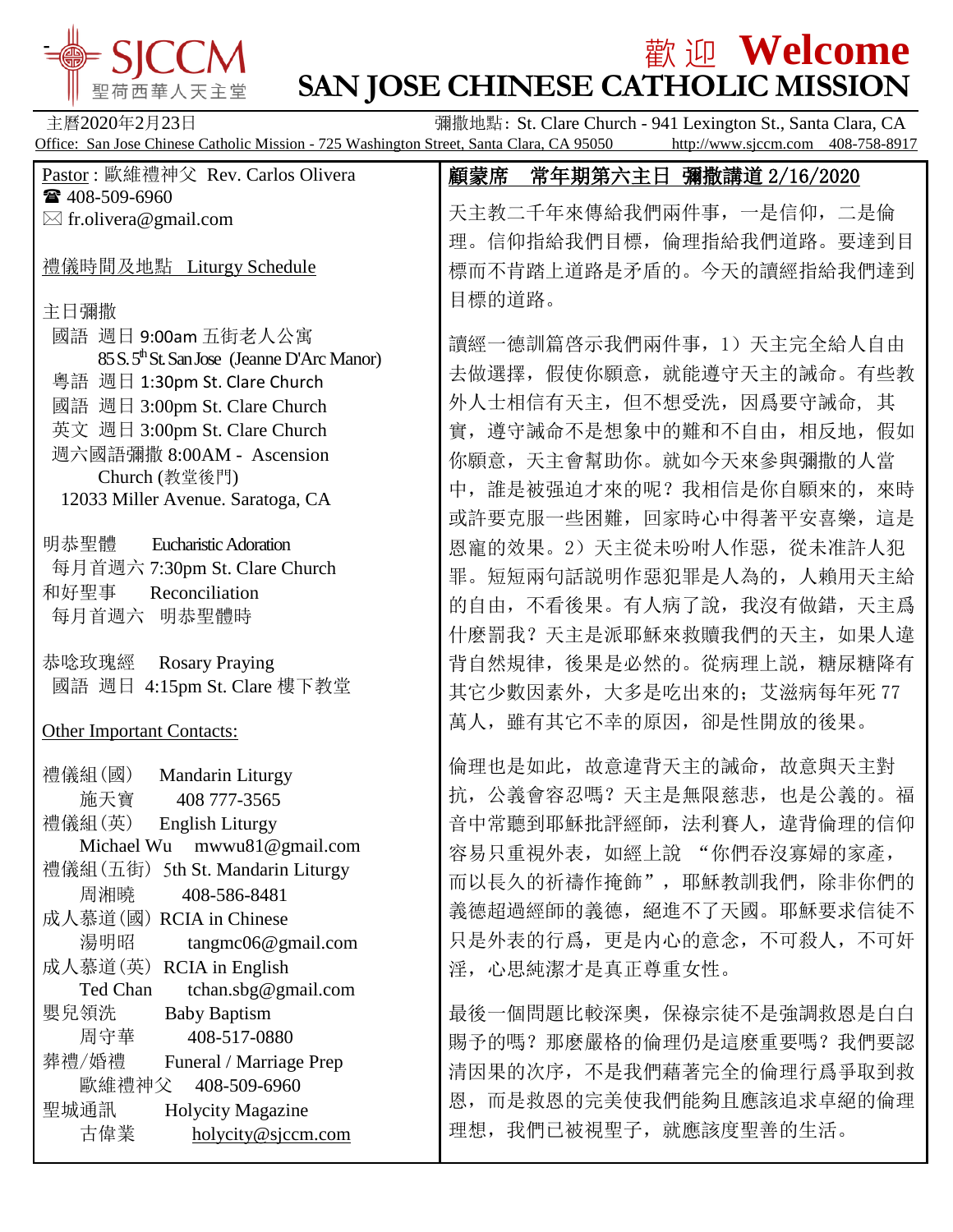# SJCCM 聖荷西華人天主堂

# 歡迎 Welcome
# SAN JOSE CHINESE CATHOLIC MISSION

主曆2020年2月23日 彌撒地點: St. Clare Church - 941 Lexington St., Santa Clara, CA

Office: San Jose Chinese Catholic Mission - 725 Washington Street, Santa Clara, CA 95050 http://www.sjccm.com 408-758-8917

Pastor : 歐維禮神父 Rev. Carlos Olivera
☎ 408-509-6960
✉ fr.olivera@gmail.com

禮儀時間及地點 Liturgy Schedule

主日彌撒
- 國語 週日 9:00am 五街老人公寓 85 S. 5th St. San Jose (Jeanne D'Arc Manor)
- 粵語 週日 1:30pm St. Clare Church
- 國語 週日 3:00pm St. Clare Church
- 英文 週日 3:00pm St. Clare Church
- 週六國語彌撒 8:00AM - Ascension Church (教堂後門) 12033 Miller Avenue. Saratoga, CA

明恭聖體 Eucharistic Adoration
- 每月首週六 7:30pm St. Clare Church

和好聖事 Reconciliation
- 每月首週六 明恭聖體時

恭唸玫瑰經 Rosary Praying
- 國語 週日 4:15pm St. Clare 樓下教堂

Other Important Contacts:

禮儀組(國) Mandarin Liturgy
施天寶 408 777-3565

禮儀組(英) English Liturgy
Michael Wu mwwu81@gmail.com

禮儀組(五街) 5th St. Mandarin Liturgy
周湘曉 408-586-8481

成人慕道(國) RCIA in Chinese
湯明昭 tangmc06@gmail.com

成人慕道(英) RCIA in English
Ted Chan tchan.sbg@gmail.com

嬰兒領洗 Baby Baptism
周守華 408-517-0880

葬禮/婚禮 Funeral / Marriage Prep
歐維禮神父 408-509-6960

聖城通訊 Holycity Magazine
古偉業 holycity@sjccm.com

## 顧蒙席 常年期第六主日 彌撒講道 2/16/2020

天主教二千年來傳給我們兩件事，一是信仰，二是倫理。信仰指給我們目標，倫理指給我們道路。要達到目標而不肯踏上道路是矛盾的。今天的讀經指給我們達到目標的道路。

讀經一德訓篇啓示我們兩件事，1）天主完全給人自由去做選擇，假使你願意，就能遵守天主的誡命。有些教外人士相信有天主，但不想受洗，因爲要守誡命，其實，遵守誡命不是想象中的難和不自由，相反地，假如你願意，天主會幫助你。就如今天來參與彌撒的人當中，誰是被强迫才來的呢？我相信是你自願來的，來時或許要克服一些困難，回家時心中得著平安喜樂，這是恩寵的效果。2）天主從未吩咐人作惡，從未准許人犯罪。短短兩句話說明作惡犯罪是人為的，人賴用天主給的自由，不看後果。有人病了說，我沒有做錯，天主爲什麼罰我？天主是派耶穌來救贖我們的天主，如果人違背自然規律，後果是必然的。從病理上說，糖尿糖降有其它少數因素外，大多是吃出來的；艾滋病每年死 77 萬人，雖有其它不幸的原因，卻是性開放的後果。

倫理也是如此，故意違背天主的誡命，故意與天主對抗，公義會容忍嗎？天主是無限慈悲，也是公義的。福音中常聽到耶穌批評經師，法利賽人，違背倫理的信仰容易只重視外表，如經上說 “你們吞沒寡婦的家產，而以長久的祈禱作掩飾”，耶穌教訓我們，除非你們的義德超過經師的義德，絕進不了天國。耶穌要求信徒不只是外表的行爲，更是內心的意念，不可殺人，不可奸淫，心思純潔才是真正尊重女性。

最後一個問題比較深奧，保祿宗徒不是強調救恩是白白賜予的嗎？那麼嚴格的倫理仍是這麼重要嗎？我們要認清因果的次序，不是我們藉著完全的倫理行爲爭取到救恩，而是救恩的完美使我們能夠且應該追求卓絕的倫理理想，我們已被視聖子，就應該度聖善的生活。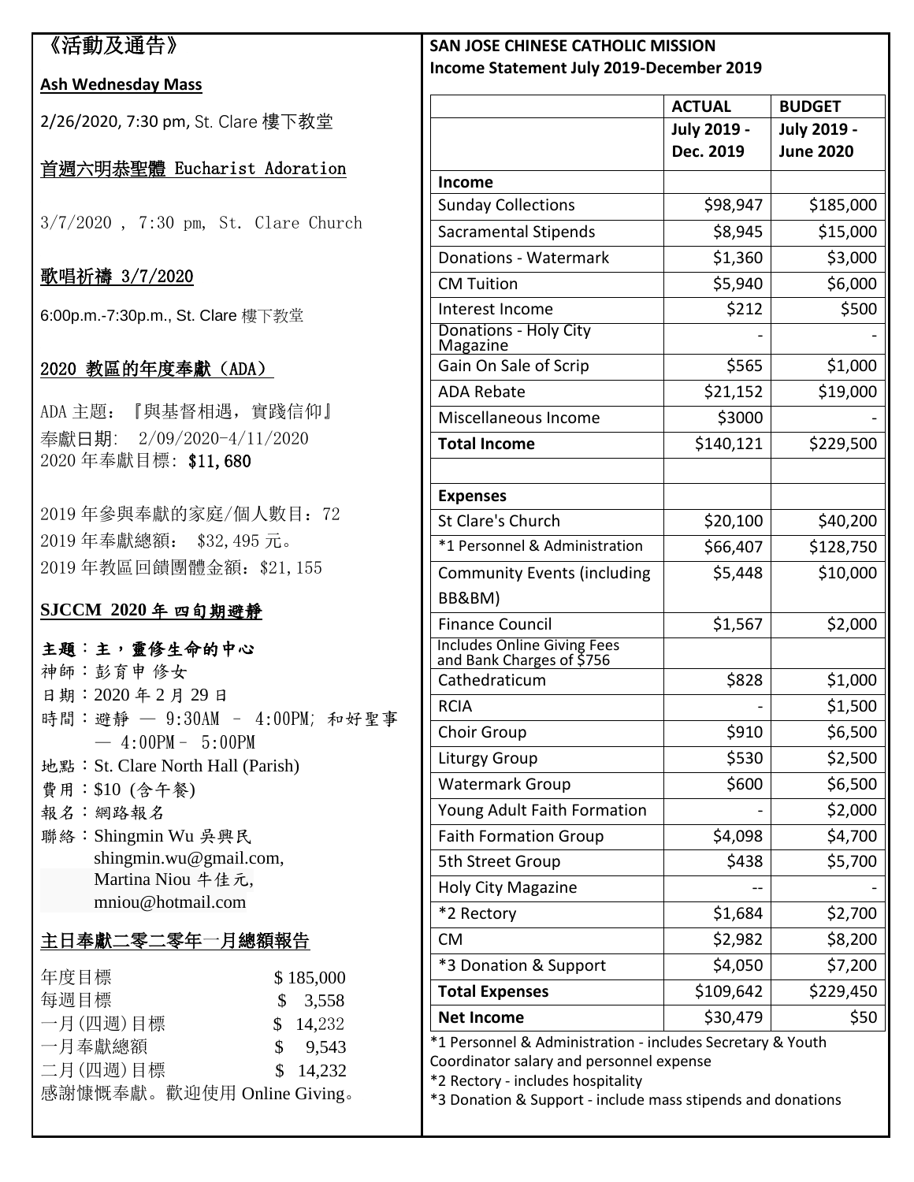# 《活動及通告》

**Ash Wednesday Mass**

2/26/2020, 7:30 pm, St. Clare 樓下教堂

## 首週六明恭聖體 Eucharist Adoration

3/7/2020 , 7:30 pm, St. Clare Church

## 歌唱祈禱 3/7/2020

6:00p.m.-7:30p.m., St. Clare 樓下教堂

## 2020 教區的年度奉獻（ADA）

ADA 主題：『與基督相遇，實踐信仰』
奉獻日期: 2/09/2020-4/11/2020
2020 年奉獻目標: **$11,680**

2019 年參與奉獻的家庭/個人數目: 72
2019 年奉獻總額: $32,495 元。
2019 年教區回饋團體金額: $21,155

## SJCCM 2020 年 四旬期避靜

**主題：主，靈修生命的中心**
神師：彭育申 修女
日期：2020 年 2 月 29 日
時間：避靜 — 9:30AM – 4:00PM; 和好聖事 — 4:00PM– 5:00PM
地點：St. Clare North Hall (Parish)
費用：$10 (含午餐)
報名：網路報名
聯絡：Shingmin Wu 吳興民 shingmin.wu@gmail.com, Martina Niou 牛佳元, mniou@hotmail.com

## 主日奉獻二零二零年一月總額報告

| | |
|---|---|
| 年度目標 | $ 185,000 |
| 每週目標 | $ 3,558 |
| 一月(四週)目標 | $ 14,232 |
| 一月奉獻總額 | $ 9,543 |
| 二月(四週)目標 | $ 14,232 |

感謝慷慨奉獻。歡迎使用 Online Giving。

**SAN JOSE CHINESE CATHOLIC MISSION**
**Income Statement July 2019-December 2019**

| | ACTUAL | BUDGET |
|---|---|---|
| | July 2019 - Dec. 2019 | July 2019 - June 2020 |
| **Income** | | |
| Sunday Collections | $98,947 | $185,000 |
| Sacramental Stipends | $8,945 | $15,000 |
| Donations - Watermark | $1,360 | $3,000 |
| CM Tuition | $5,940 | $6,000 |
| Interest Income | $212 | $500 |
| Donations - Holy City Magazine | - | - |
| Gain On Sale of Scrip | $565 | $1,000 |
| ADA Rebate | $21,152 | $19,000 |
| Miscellaneous Income | $3000 | - |
| **Total Income** | $140,121 | $229,500 |
| | | |
| **Expenses** | | |
| St Clare's Church | $20,100 | $40,200 |
| *1 Personnel & Administration | $66,407 | $128,750 |
| Community Events (including BB&BM) | $5,448 | $10,000 |
| Finance Council | $1,567 | $2,000 |
| Includes Online Giving Fees and Bank Charges of $756 | | |
| Cathedraticum | $828 | $1,000 |
| RCIA | - | $1,500 |
| Choir Group | $910 | $6,500 |
| Liturgy Group | $530 | $2,500 |
| Watermark Group | $600 | $6,500 |
| Young Adult Faith Formation | - | $2,000 |
| Faith Formation Group | $4,098 | $4,700 |
| 5th Street Group | $438 | $5,700 |
| Holy City Magazine | -- | - |
| *2 Rectory | $1,684 | $2,700 |
| CM | $2,982 | $8,200 |
| *3 Donation & Support | $4,050 | $7,200 |
| **Total Expenses** | $109,642 | $229,450 |
| **Net Income** | $30,479 | $50 |

*1 Personnel & Administration - includes Secretary & Youth Coordinator salary and personnel expense
*2 Rectory - includes hospitality
*3 Donation & Support - include mass stipends and donations